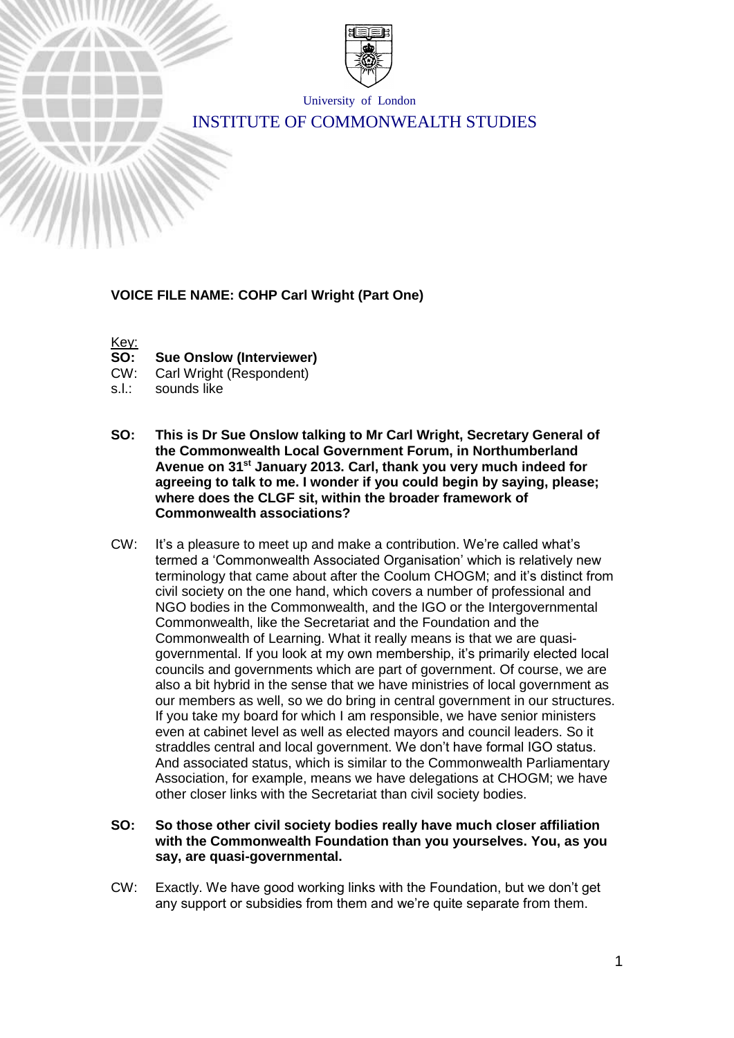University of London

# INSTITUTE OF COMMONWEALTH STUDIES

**VOICE FILE NAME: COHP Carl Wright (Part One)**

Key:
**SO: Sue Onslow (Interviewer)**
CW: Carl Wright (Respondent)
s.l.: sounds like

**SO: This is Dr Sue Onslow talking to Mr Carl Wright, Secretary General of the Commonwealth Local Government Forum, in Northumberland Avenue on 31st January 2013. Carl, thank you very much indeed for agreeing to talk to me. I wonder if you could begin by saying, please; where does the CLGF sit, within the broader framework of Commonwealth associations?**

CW: It's a pleasure to meet up and make a contribution. We're called what's termed a 'Commonwealth Associated Organisation' which is relatively new terminology that came about after the Coolum CHOGM; and it's distinct from civil society on the one hand, which covers a number of professional and NGO bodies in the Commonwealth, and the IGO or the Intergovernmental Commonwealth, like the Secretariat and the Foundation and the Commonwealth of Learning. What it really means is that we are quasi-governmental. If you look at my own membership, it's primarily elected local councils and governments which are part of government. Of course, we are also a bit hybrid in the sense that we have ministries of local government as our members as well, so we do bring in central government in our structures. If you take my board for which I am responsible, we have senior ministers even at cabinet level as well as elected mayors and council leaders. So it straddles central and local government. We don't have formal IGO status. And associated status, which is similar to the Commonwealth Parliamentary Association, for example, means we have delegations at CHOGM; we have other closer links with the Secretariat than civil society bodies.

**SO: So those other civil society bodies really have much closer affiliation with the Commonwealth Foundation than you yourselves. You, as you say, are quasi-governmental.**

CW: Exactly. We have good working links with the Foundation, but we don't get any support or subsidies from them and we're quite separate from them.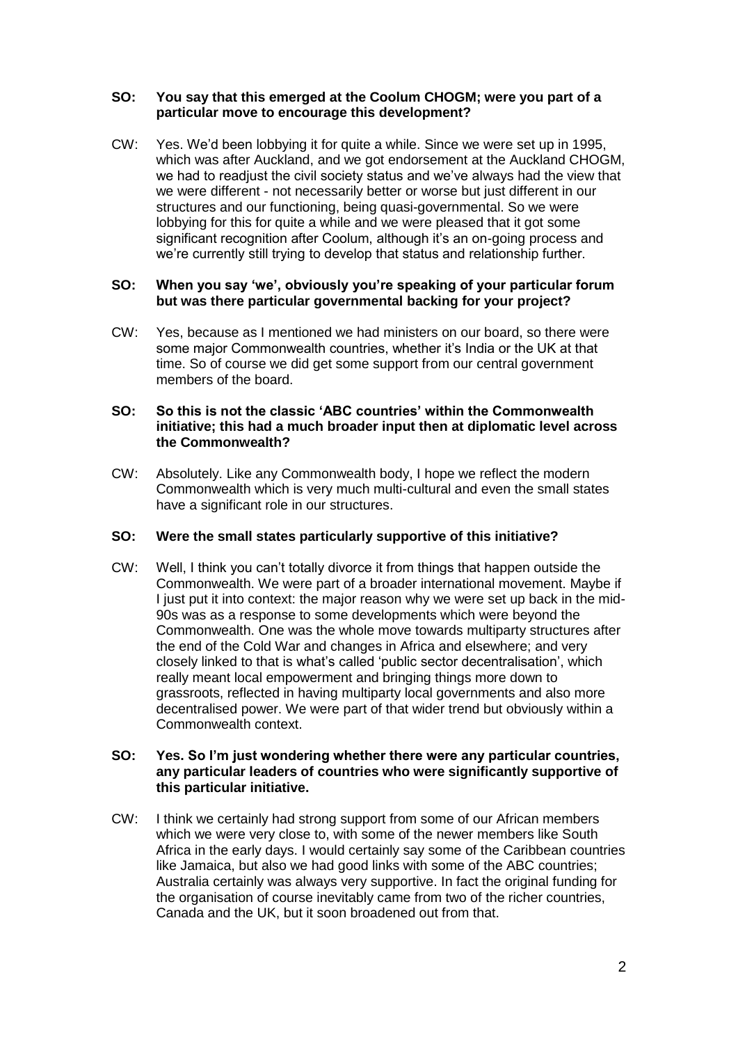**SO: You say that this emerged at the Coolum CHOGM; were you part of a particular move to encourage this development?**

CW: Yes. We'd been lobbying it for quite a while. Since we were set up in 1995, which was after Auckland, and we got endorsement at the Auckland CHOGM, we had to readjust the civil society status and we've always had the view that we were different - not necessarily better or worse but just different in our structures and our functioning, being quasi-governmental. So we were lobbying for this for quite a while and we were pleased that it got some significant recognition after Coolum, although it's an on-going process and we're currently still trying to develop that status and relationship further.

**SO: When you say 'we', obviously you're speaking of your particular forum but was there particular governmental backing for your project?**

CW: Yes, because as I mentioned we had ministers on our board, so there were some major Commonwealth countries, whether it's India or the UK at that time. So of course we did get some support from our central government members of the board.

**SO: So this is not the classic 'ABC countries' within the Commonwealth initiative; this had a much broader input then at diplomatic level across the Commonwealth?**

CW: Absolutely. Like any Commonwealth body, I hope we reflect the modern Commonwealth which is very much multi-cultural and even the small states have a significant role in our structures.

**SO: Were the small states particularly supportive of this initiative?**

CW: Well, I think you can't totally divorce it from things that happen outside the Commonwealth. We were part of a broader international movement. Maybe if I just put it into context: the major reason why we were set up back in the mid-90s was as a response to some developments which were beyond the Commonwealth. One was the whole move towards multiparty structures after the end of the Cold War and changes in Africa and elsewhere; and very closely linked to that is what's called 'public sector decentralisation', which really meant local empowerment and bringing things more down to grassroots, reflected in having multiparty local governments and also more decentralised power. We were part of that wider trend but obviously within a Commonwealth context.

**SO: Yes. So I'm just wondering whether there were any particular countries, any particular leaders of countries who were significantly supportive of this particular initiative.**

CW: I think we certainly had strong support from some of our African members which we were very close to, with some of the newer members like South Africa in the early days. I would certainly say some of the Caribbean countries like Jamaica, but also we had good links with some of the ABC countries; Australia certainly was always very supportive. In fact the original funding for the organisation of course inevitably came from two of the richer countries, Canada and the UK, but it soon broadened out from that.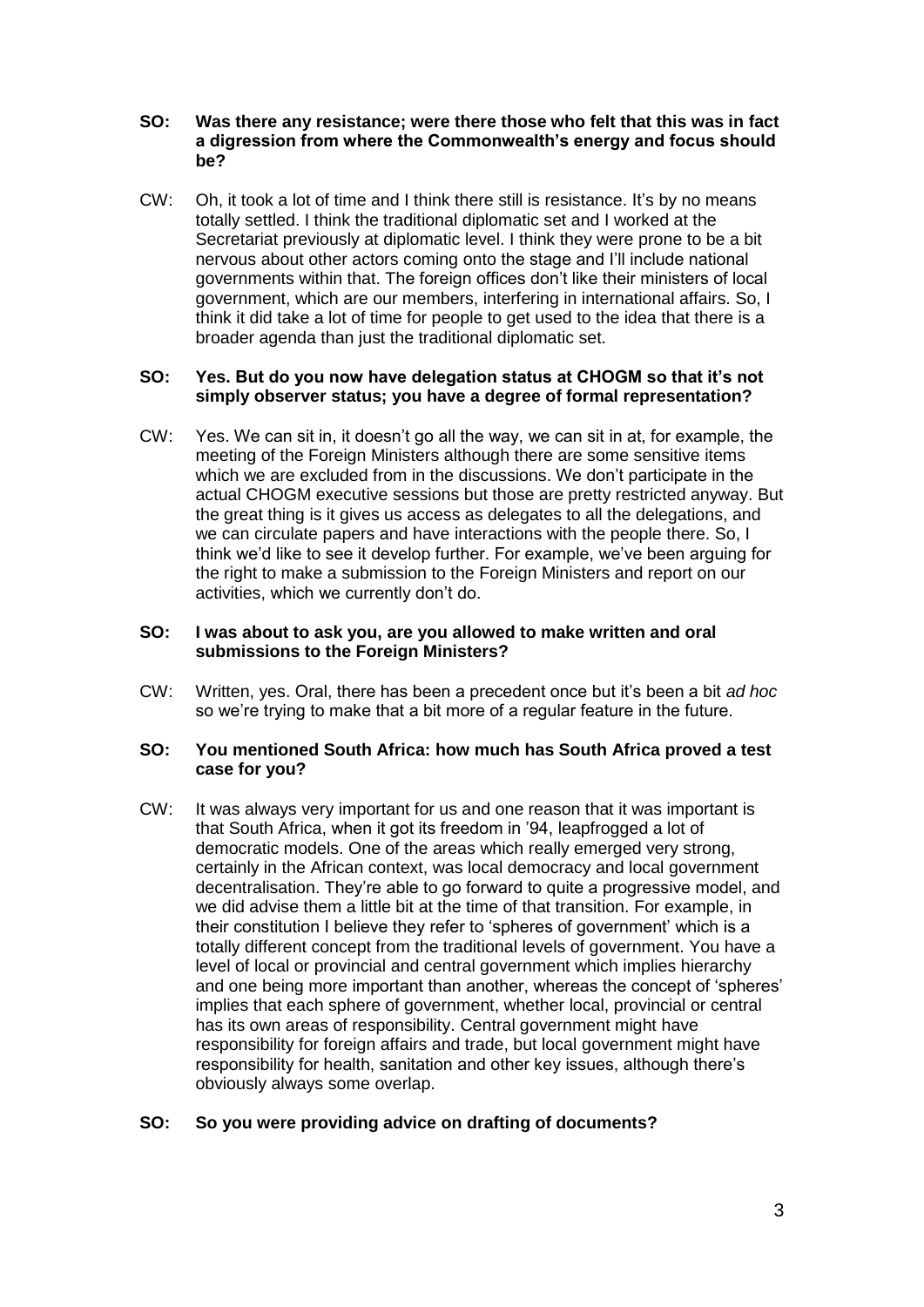**SO: Was there any resistance; were there those who felt that this was in fact a digression from where the Commonwealth's energy and focus should be?**

CW: Oh, it took a lot of time and I think there still is resistance. It's by no means totally settled. I think the traditional diplomatic set and I worked at the Secretariat previously at diplomatic level. I think they were prone to be a bit nervous about other actors coming onto the stage and I'll include national governments within that. The foreign offices don't like their ministers of local government, which are our members, interfering in international affairs. So, I think it did take a lot of time for people to get used to the idea that there is a broader agenda than just the traditional diplomatic set.

**SO: Yes. But do you now have delegation status at CHOGM so that it's not simply observer status; you have a degree of formal representation?**

CW: Yes. We can sit in, it doesn't go all the way, we can sit in at, for example, the meeting of the Foreign Ministers although there are some sensitive items which we are excluded from in the discussions. We don't participate in the actual CHOGM executive sessions but those are pretty restricted anyway. But the great thing is it gives us access as delegates to all the delegations, and we can circulate papers and have interactions with the people there. So, I think we'd like to see it develop further. For example, we've been arguing for the right to make a submission to the Foreign Ministers and report on our activities, which we currently don't do.

**SO: I was about to ask you, are you allowed to make written and oral submissions to the Foreign Ministers?**

CW: Written, yes. Oral, there has been a precedent once but it's been a bit *ad hoc* so we're trying to make that a bit more of a regular feature in the future.

**SO: You mentioned South Africa: how much has South Africa proved a test case for you?**

CW: It was always very important for us and one reason that it was important is that South Africa, when it got its freedom in '94, leapfrogged a lot of democratic models. One of the areas which really emerged very strong, certainly in the African context, was local democracy and local government decentralisation. They're able to go forward to quite a progressive model, and we did advise them a little bit at the time of that transition. For example, in their constitution I believe they refer to 'spheres of government' which is a totally different concept from the traditional levels of government. You have a level of local or provincial and central government which implies hierarchy and one being more important than another, whereas the concept of 'spheres' implies that each sphere of government, whether local, provincial or central has its own areas of responsibility. Central government might have responsibility for foreign affairs and trade, but local government might have responsibility for health, sanitation and other key issues, although there's obviously always some overlap.

**SO: So you were providing advice on drafting of documents?**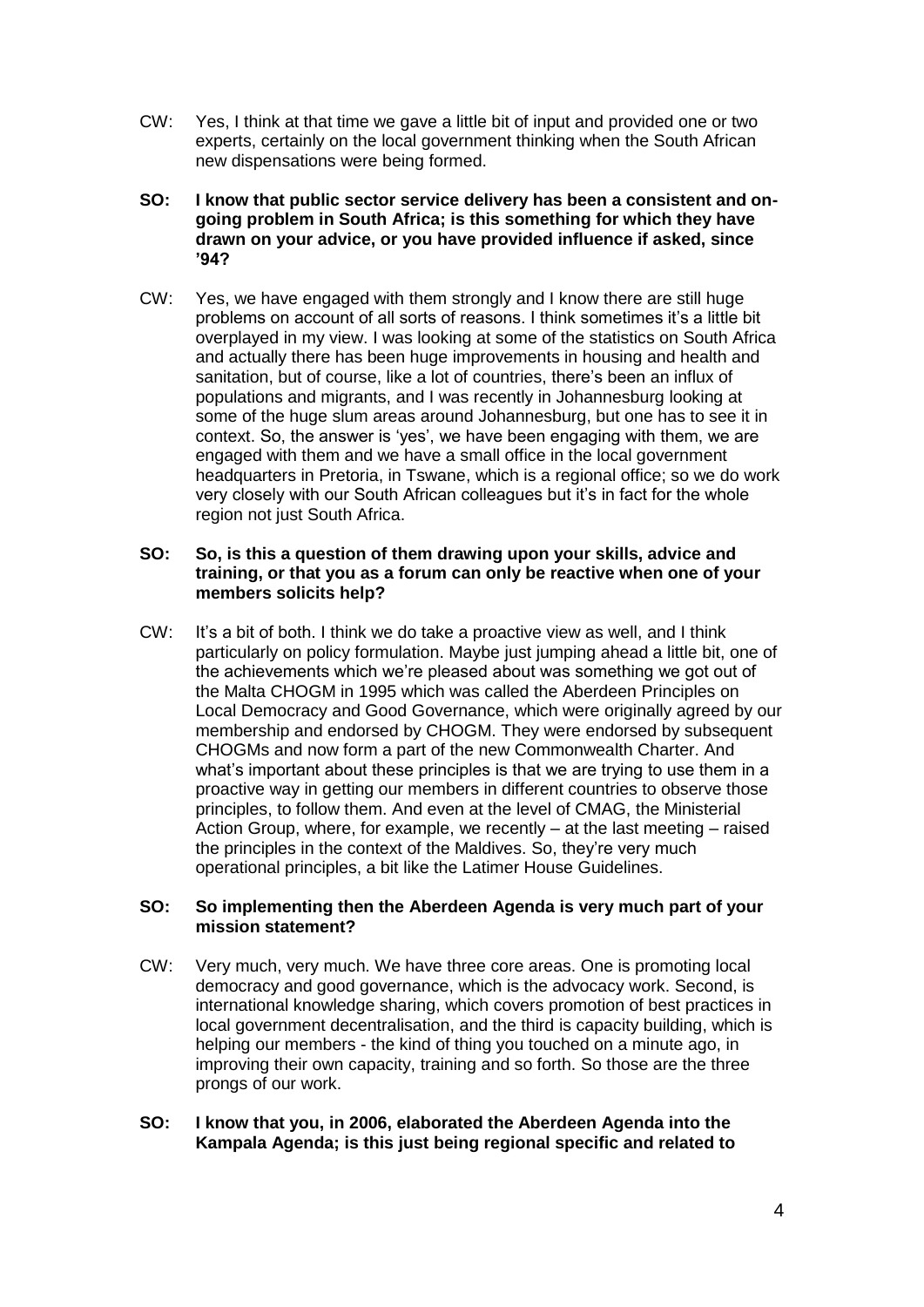CW: Yes, I think at that time we gave a little bit of input and provided one or two experts, certainly on the local government thinking when the South African new dispensations were being formed.

**SO: I know that public sector service delivery has been a consistent and on-going problem in South Africa; is this something for which they have drawn on your advice, or you have provided influence if asked, since '94?**

CW: Yes, we have engaged with them strongly and I know there are still huge problems on account of all sorts of reasons. I think sometimes it's a little bit overplayed in my view. I was looking at some of the statistics on South Africa and actually there has been huge improvements in housing and health and sanitation, but of course, like a lot of countries, there's been an influx of populations and migrants, and I was recently in Johannesburg looking at some of the huge slum areas around Johannesburg, but one has to see it in context. So, the answer is 'yes', we have been engaging with them, we are engaged with them and we have a small office in the local government headquarters in Pretoria, in Tswane, which is a regional office; so we do work very closely with our South African colleagues but it's in fact for the whole region not just South Africa.

**SO: So, is this a question of them drawing upon your skills, advice and training, or that you as a forum can only be reactive when one of your members solicits help?**

CW: It's a bit of both. I think we do take a proactive view as well, and I think particularly on policy formulation. Maybe just jumping ahead a little bit, one of the achievements which we're pleased about was something we got out of the Malta CHOGM in 1995 which was called the Aberdeen Principles on Local Democracy and Good Governance, which were originally agreed by our membership and endorsed by CHOGM. They were endorsed by subsequent CHOGMs and now form a part of the new Commonwealth Charter. And what's important about these principles is that we are trying to use them in a proactive way in getting our members in different countries to observe those principles, to follow them. And even at the level of CMAG, the Ministerial Action Group, where, for example, we recently – at the last meeting – raised the principles in the context of the Maldives. So, they're very much operational principles, a bit like the Latimer House Guidelines.

**SO: So implementing then the Aberdeen Agenda is very much part of your mission statement?**

CW: Very much, very much. We have three core areas. One is promoting local democracy and good governance, which is the advocacy work. Second, is international knowledge sharing, which covers promotion of best practices in local government decentralisation, and the third is capacity building, which is helping our members - the kind of thing you touched on a minute ago, in improving their own capacity, training and so forth. So those are the three prongs of our work.

**SO: I know that you, in 2006, elaborated the Aberdeen Agenda into the Kampala Agenda; is this just being regional specific and related to**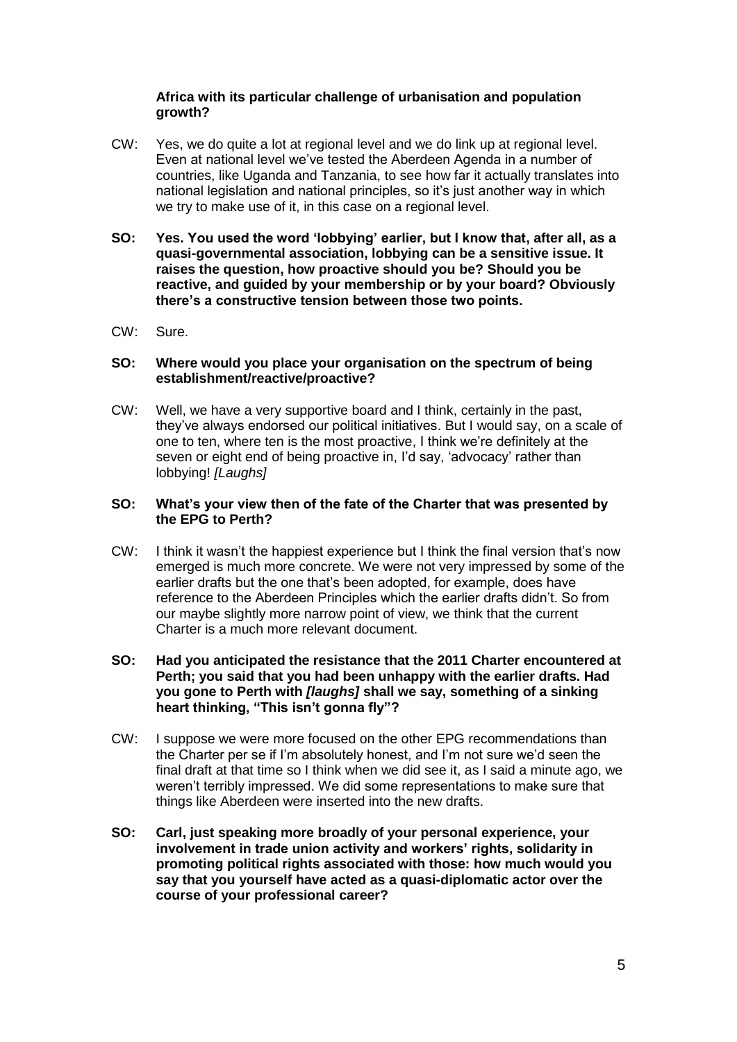**Africa with its particular challenge of urbanisation and population growth?**

CW: Yes, we do quite a lot at regional level and we do link up at regional level. Even at national level we've tested the Aberdeen Agenda in a number of countries, like Uganda and Tanzania, to see how far it actually translates into national legislation and national principles, so it's just another way in which we try to make use of it, in this case on a regional level.

**SO: Yes. You used the word 'lobbying' earlier, but I know that, after all, as a quasi-governmental association, lobbying can be a sensitive issue. It raises the question, how proactive should you be? Should you be reactive, and guided by your membership or by your board? Obviously there's a constructive tension between those two points.**

CW: Sure.

**SO: Where would you place your organisation on the spectrum of being establishment/reactive/proactive?**

CW: Well, we have a very supportive board and I think, certainly in the past, they've always endorsed our political initiatives. But I would say, on a scale of one to ten, where ten is the most proactive, I think we're definitely at the seven or eight end of being proactive in, I'd say, 'advocacy' rather than lobbying! *[Laughs]*

**SO: What's your view then of the fate of the Charter that was presented by the EPG to Perth?**

CW: I think it wasn't the happiest experience but I think the final version that's now emerged is much more concrete. We were not very impressed by some of the earlier drafts but the one that's been adopted, for example, does have reference to the Aberdeen Principles which the earlier drafts didn't. So from our maybe slightly more narrow point of view, we think that the current Charter is a much more relevant document.

**SO: Had you anticipated the resistance that the 2011 Charter encountered at Perth; you said that you had been unhappy with the earlier drafts. Had you gone to Perth with *[laughs]* shall we say, something of a sinking heart thinking, "This isn't gonna fly"?**

CW: I suppose we were more focused on the other EPG recommendations than the Charter per se if I'm absolutely honest, and I'm not sure we'd seen the final draft at that time so I think when we did see it, as I said a minute ago, we weren't terribly impressed. We did some representations to make sure that things like Aberdeen were inserted into the new drafts.

**SO: Carl, just speaking more broadly of your personal experience, your involvement in trade union activity and workers' rights, solidarity in promoting political rights associated with those: how much would you say that you yourself have acted as a quasi-diplomatic actor over the course of your professional career?**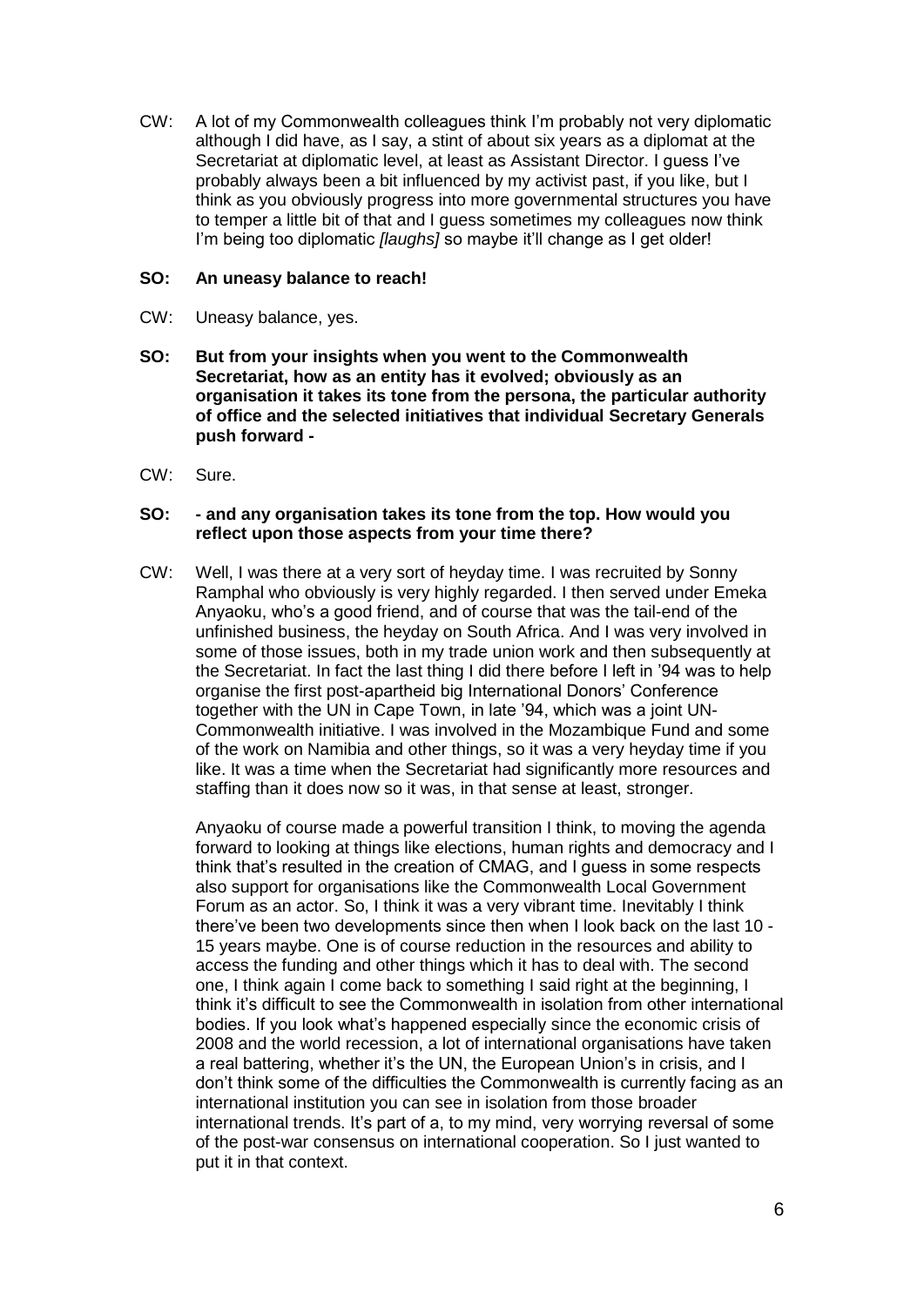CW: A lot of my Commonwealth colleagues think I'm probably not very diplomatic although I did have, as I say, a stint of about six years as a diplomat at the Secretariat at diplomatic level, at least as Assistant Director. I guess I've probably always been a bit influenced by my activist past, if you like, but I think as you obviously progress into more governmental structures you have to temper a little bit of that and I guess sometimes my colleagues now think I'm being too diplomatic *[laughs]* so maybe it'll change as I get older!

**SO: An uneasy balance to reach!**

CW: Uneasy balance, yes.

**SO: But from your insights when you went to the Commonwealth Secretariat, how as an entity has it evolved; obviously as an organisation it takes its tone from the persona, the particular authority of office and the selected initiatives that individual Secretary Generals push forward -**

CW: Sure.

**SO: - and any organisation takes its tone from the top. How would you reflect upon those aspects from your time there?**

CW: Well, I was there at a very sort of heyday time. I was recruited by Sonny Ramphal who obviously is very highly regarded. I then served under Emeka Anyaoku, who's a good friend, and of course that was the tail-end of the unfinished business, the heyday on South Africa. And I was very involved in some of those issues, both in my trade union work and then subsequently at the Secretariat. In fact the last thing I did there before I left in '94 was to help organise the first post-apartheid big International Donors' Conference together with the UN in Cape Town, in late '94, which was a joint UN-Commonwealth initiative. I was involved in the Mozambique Fund and some of the work on Namibia and other things, so it was a very heyday time if you like. It was a time when the Secretariat had significantly more resources and staffing than it does now so it was, in that sense at least, stronger.

Anyaoku of course made a powerful transition I think, to moving the agenda forward to looking at things like elections, human rights and democracy and I think that's resulted in the creation of CMAG, and I guess in some respects also support for organisations like the Commonwealth Local Government Forum as an actor. So, I think it was a very vibrant time. Inevitably I think there've been two developments since then when I look back on the last 10 - 15 years maybe. One is of course reduction in the resources and ability to access the funding and other things which it has to deal with. The second one, I think again I come back to something I said right at the beginning, I think it's difficult to see the Commonwealth in isolation from other international bodies. If you look what's happened especially since the economic crisis of 2008 and the world recession, a lot of international organisations have taken a real battering, whether it's the UN, the European Union's in crisis, and I don't think some of the difficulties the Commonwealth is currently facing as an international institution you can see in isolation from those broader international trends. It's part of a, to my mind, very worrying reversal of some of the post-war consensus on international cooperation. So I just wanted to put it in that context.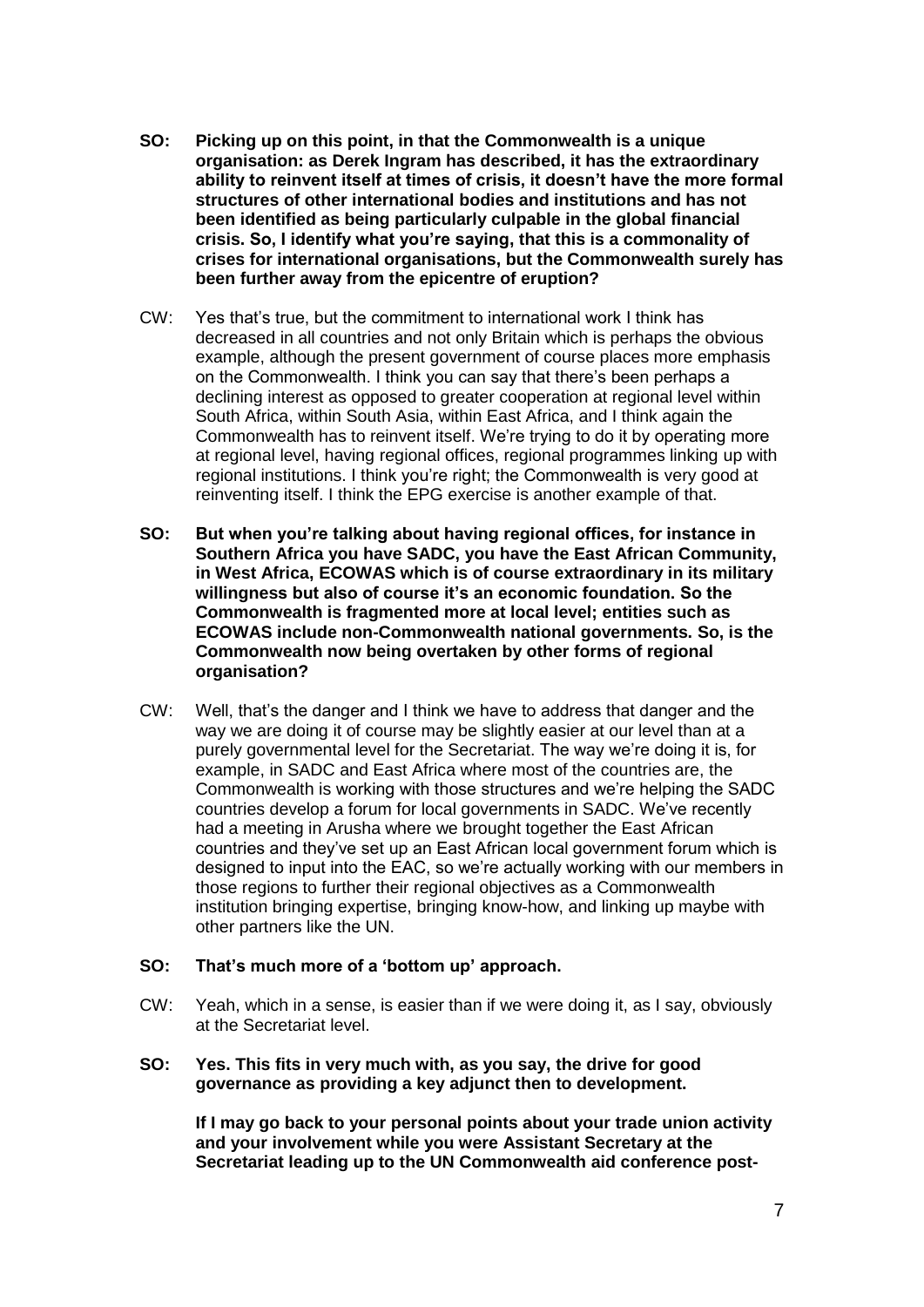**SO: Picking up on this point, in that the Commonwealth is a unique organisation: as Derek Ingram has described, it has the extraordinary ability to reinvent itself at times of crisis, it doesn't have the more formal structures of other international bodies and institutions and has not been identified as being particularly culpable in the global financial crisis. So, I identify what you're saying, that this is a commonality of crises for international organisations, but the Commonwealth surely has been further away from the epicentre of eruption?**

CW: Yes that's true, but the commitment to international work I think has decreased in all countries and not only Britain which is perhaps the obvious example, although the present government of course places more emphasis on the Commonwealth. I think you can say that there's been perhaps a declining interest as opposed to greater cooperation at regional level within South Africa, within South Asia, within East Africa, and I think again the Commonwealth has to reinvent itself. We're trying to do it by operating more at regional level, having regional offices, regional programmes linking up with regional institutions. I think you're right; the Commonwealth is very good at reinventing itself. I think the EPG exercise is another example of that.

**SO: But when you're talking about having regional offices, for instance in Southern Africa you have SADC, you have the East African Community, in West Africa, ECOWAS which is of course extraordinary in its military willingness but also of course it's an economic foundation. So the Commonwealth is fragmented more at local level; entities such as ECOWAS include non-Commonwealth national governments. So, is the Commonwealth now being overtaken by other forms of regional organisation?**

CW: Well, that's the danger and I think we have to address that danger and the way we are doing it of course may be slightly easier at our level than at a purely governmental level for the Secretariat. The way we're doing it is, for example, in SADC and East Africa where most of the countries are, the Commonwealth is working with those structures and we're helping the SADC countries develop a forum for local governments in SADC. We've recently had a meeting in Arusha where we brought together the East African countries and they've set up an East African local government forum which is designed to input into the EAC, so we're actually working with our members in those regions to further their regional objectives as a Commonwealth institution bringing expertise, bringing know-how, and linking up maybe with other partners like the UN.

**SO: That's much more of a 'bottom up' approach.**

CW: Yeah, which in a sense, is easier than if we were doing it, as I say, obviously at the Secretariat level.

**SO: Yes. This fits in very much with, as you say, the drive for good governance as providing a key adjunct then to development.**

**If I may go back to your personal points about your trade union activity and your involvement while you were Assistant Secretary at the Secretariat leading up to the UN Commonwealth aid conference post-**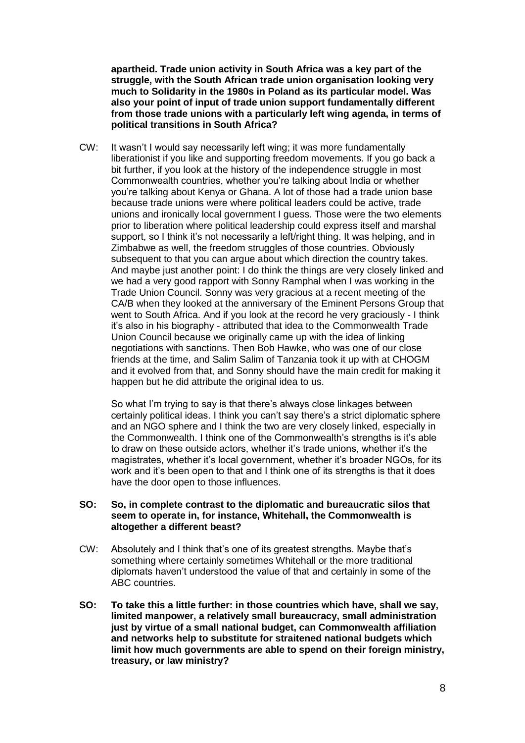**apartheid. Trade union activity in South Africa was a key part of the struggle, with the South African trade union organisation looking very much to Solidarity in the 1980s in Poland as its particular model. Was also your point of input of trade union support fundamentally different from those trade unions with a particularly left wing agenda, in terms of political transitions in South Africa?**

CW: It wasn't I would say necessarily left wing; it was more fundamentally liberationist if you like and supporting freedom movements. If you go back a bit further, if you look at the history of the independence struggle in most Commonwealth countries, whether you're talking about India or whether you're talking about Kenya or Ghana. A lot of those had a trade union base because trade unions were where political leaders could be active, trade unions and ironically local government I guess. Those were the two elements prior to liberation where political leadership could express itself and marshal support, so I think it's not necessarily a left/right thing. It was helping, and in Zimbabwe as well, the freedom struggles of those countries. Obviously subsequent to that you can argue about which direction the country takes. And maybe just another point: I do think the things are very closely linked and we had a very good rapport with Sonny Ramphal when I was working in the Trade Union Council. Sonny was very gracious at a recent meeting of the CA/B when they looked at the anniversary of the Eminent Persons Group that went to South Africa. And if you look at the record he very graciously - I think it's also in his biography - attributed that idea to the Commonwealth Trade Union Council because we originally came up with the idea of linking negotiations with sanctions. Then Bob Hawke, who was one of our close friends at the time, and Salim Salim of Tanzania took it up with at CHOGM and it evolved from that, and Sonny should have the main credit for making it happen but he did attribute the original idea to us.

So what I'm trying to say is that there's always close linkages between certainly political ideas. I think you can't say there's a strict diplomatic sphere and an NGO sphere and I think the two are very closely linked, especially in the Commonwealth. I think one of the Commonwealth's strengths is it's able to draw on these outside actors, whether it's trade unions, whether it's the magistrates, whether it's local government, whether it's broader NGOs, for its work and it's been open to that and I think one of its strengths is that it does have the door open to those influences.

**SO: So, in complete contrast to the diplomatic and bureaucratic silos that seem to operate in, for instance, Whitehall, the Commonwealth is altogether a different beast?**

CW: Absolutely and I think that's one of its greatest strengths. Maybe that's something where certainly sometimes Whitehall or the more traditional diplomats haven't understood the value of that and certainly in some of the ABC countries.

**SO: To take this a little further: in those countries which have, shall we say, limited manpower, a relatively small bureaucracy, small administration just by virtue of a small national budget, can Commonwealth affiliation and networks help to substitute for straitened national budgets which limit how much governments are able to spend on their foreign ministry, treasury, or law ministry?**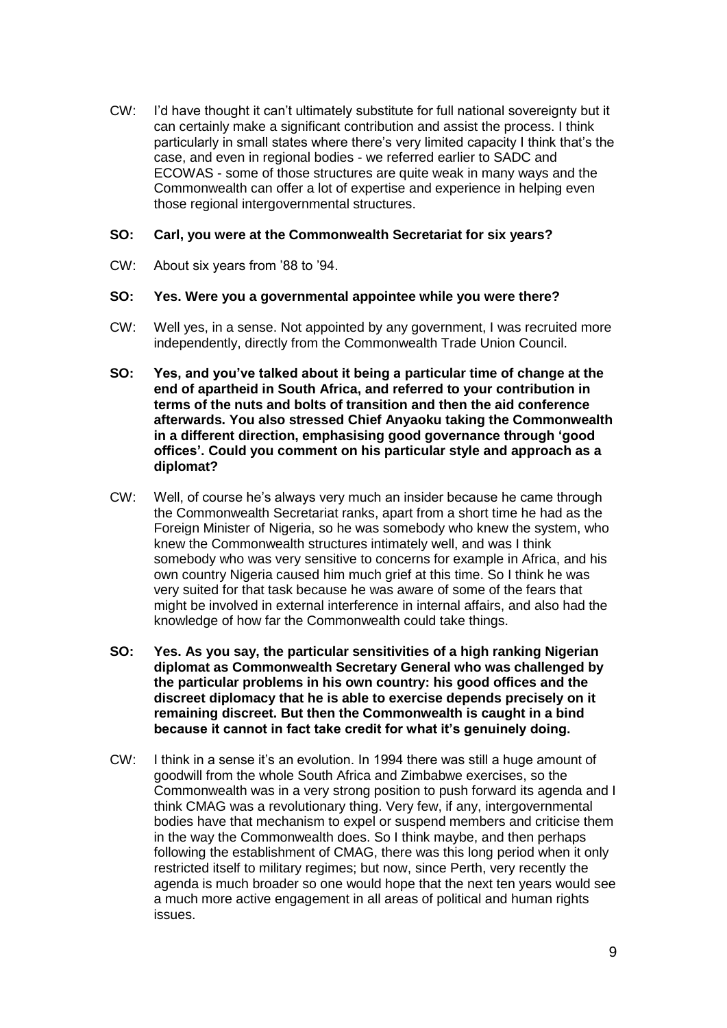CW: I'd have thought it can't ultimately substitute for full national sovereignty but it can certainly make a significant contribution and assist the process. I think particularly in small states where there's very limited capacity I think that's the case, and even in regional bodies - we referred earlier to SADC and ECOWAS - some of those structures are quite weak in many ways and the Commonwealth can offer a lot of expertise and experience in helping even those regional intergovernmental structures.

**SO: Carl, you were at the Commonwealth Secretariat for six years?**

CW: About six years from '88 to '94.

**SO: Yes. Were you a governmental appointee while you were there?**

CW: Well yes, in a sense. Not appointed by any government, I was recruited more independently, directly from the Commonwealth Trade Union Council.

**SO: Yes, and you've talked about it being a particular time of change at the end of apartheid in South Africa, and referred to your contribution in terms of the nuts and bolts of transition and then the aid conference afterwards. You also stressed Chief Anyaoku taking the Commonwealth in a different direction, emphasising good governance through 'good offices'. Could you comment on his particular style and approach as a diplomat?**

CW: Well, of course he's always very much an insider because he came through the Commonwealth Secretariat ranks, apart from a short time he had as the Foreign Minister of Nigeria, so he was somebody who knew the system, who knew the Commonwealth structures intimately well, and was I think somebody who was very sensitive to concerns for example in Africa, and his own country Nigeria caused him much grief at this time. So I think he was very suited for that task because he was aware of some of the fears that might be involved in external interference in internal affairs, and also had the knowledge of how far the Commonwealth could take things.

**SO: Yes. As you say, the particular sensitivities of a high ranking Nigerian diplomat as Commonwealth Secretary General who was challenged by the particular problems in his own country: his good offices and the discreet diplomacy that he is able to exercise depends precisely on it remaining discreet. But then the Commonwealth is caught in a bind because it cannot in fact take credit for what it's genuinely doing.**

CW: I think in a sense it's an evolution. In 1994 there was still a huge amount of goodwill from the whole South Africa and Zimbabwe exercises, so the Commonwealth was in a very strong position to push forward its agenda and I think CMAG was a revolutionary thing. Very few, if any, intergovernmental bodies have that mechanism to expel or suspend members and criticise them in the way the Commonwealth does. So I think maybe, and then perhaps following the establishment of CMAG, there was this long period when it only restricted itself to military regimes; but now, since Perth, very recently the agenda is much broader so one would hope that the next ten years would see a much more active engagement in all areas of political and human rights issues.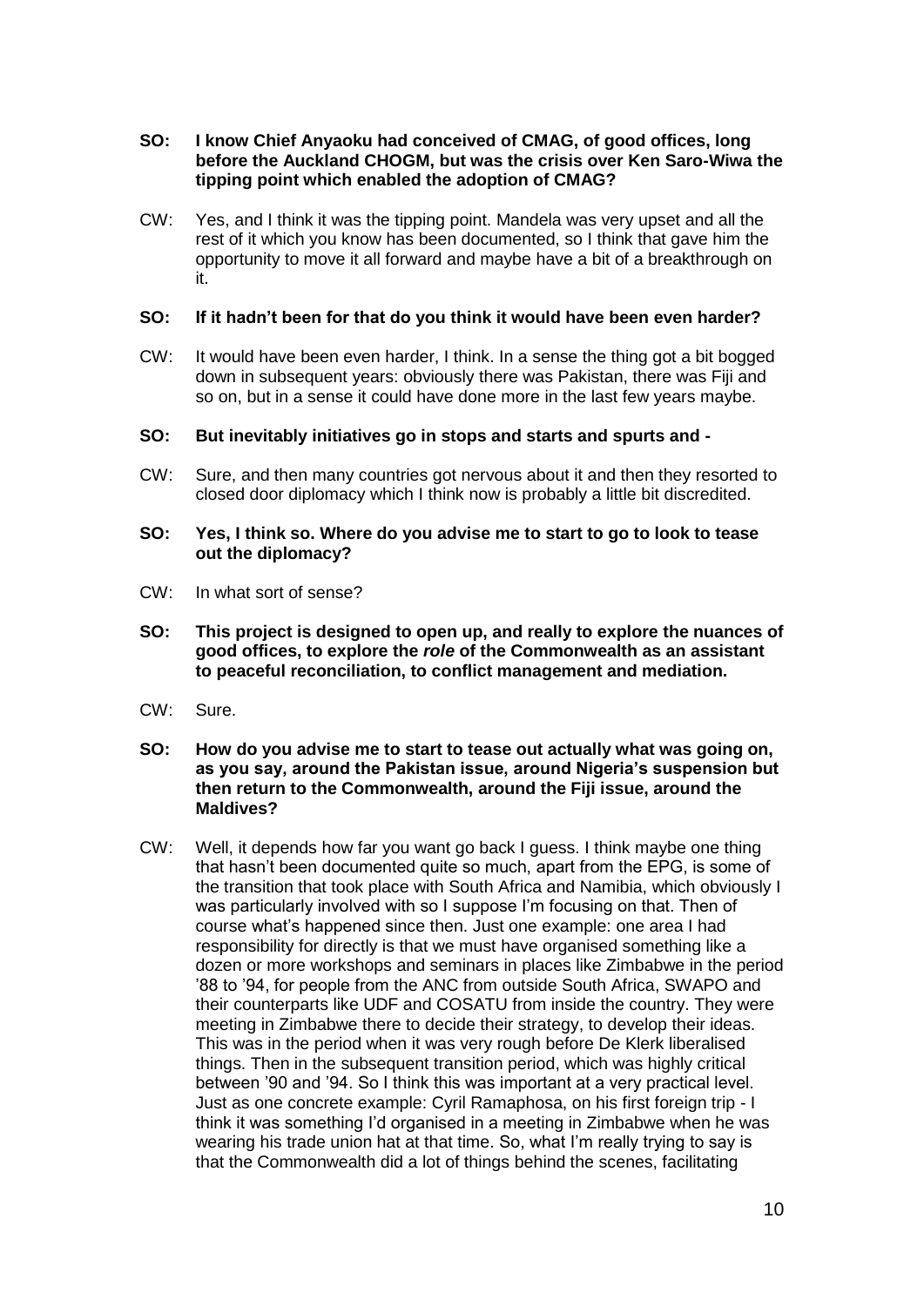**SO: I know Chief Anyaoku had conceived of CMAG, of good offices, long before the Auckland CHOGM, but was the crisis over Ken Saro-Wiwa the tipping point which enabled the adoption of CMAG?**

CW: Yes, and I think it was the tipping point. Mandela was very upset and all the rest of it which you know has been documented, so I think that gave him the opportunity to move it all forward and maybe have a bit of a breakthrough on it.

**SO: If it hadn't been for that do you think it would have been even harder?**

CW: It would have been even harder, I think. In a sense the thing got a bit bogged down in subsequent years: obviously there was Pakistan, there was Fiji and so on, but in a sense it could have done more in the last few years maybe.

**SO: But inevitably initiatives go in stops and starts and spurts and -**

CW: Sure, and then many countries got nervous about it and then they resorted to closed door diplomacy which I think now is probably a little bit discredited.

**SO: Yes, I think so. Where do you advise me to start to go to look to tease out the diplomacy?**

CW: In what sort of sense?

**SO: This project is designed to open up, and really to explore the nuances of good offices, to explore the *role* of the Commonwealth as an assistant to peaceful reconciliation, to conflict management and mediation.**

CW: Sure.

**SO: How do you advise me to start to tease out actually what was going on, as you say, around the Pakistan issue, around Nigeria's suspension but then return to the Commonwealth, around the Fiji issue, around the Maldives?**

CW: Well, it depends how far you want go back I guess. I think maybe one thing that hasn't been documented quite so much, apart from the EPG, is some of the transition that took place with South Africa and Namibia, which obviously I was particularly involved with so I suppose I'm focusing on that. Then of course what's happened since then. Just one example: one area I had responsibility for directly is that we must have organised something like a dozen or more workshops and seminars in places like Zimbabwe in the period '88 to '94, for people from the ANC from outside South Africa, SWAPO and their counterparts like UDF and COSATU from inside the country. They were meeting in Zimbabwe there to decide their strategy, to develop their ideas. This was in the period when it was very rough before De Klerk liberalised things. Then in the subsequent transition period, which was highly critical between '90 and '94. So I think this was important at a very practical level. Just as one concrete example: Cyril Ramaphosa, on his first foreign trip - I think it was something I'd organised in a meeting in Zimbabwe when he was wearing his trade union hat at that time. So, what I'm really trying to say is that the Commonwealth did a lot of things behind the scenes, facilitating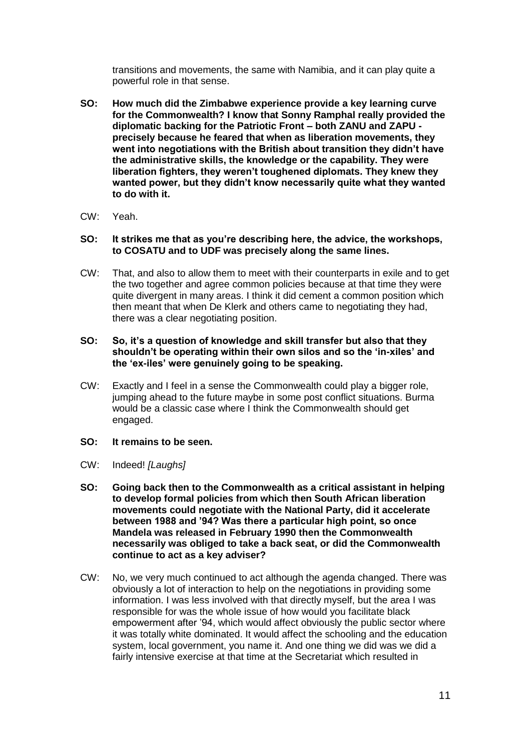transitions and movements, the same with Namibia, and it can play quite a powerful role in that sense.

**SO: How much did the Zimbabwe experience provide a key learning curve for the Commonwealth? I know that Sonny Ramphal really provided the diplomatic backing for the Patriotic Front – both ZANU and ZAPU - precisely because he feared that when as liberation movements, they went into negotiations with the British about transition they didn't have the administrative skills, the knowledge or the capability. They were liberation fighters, they weren't toughened diplomats. They knew they wanted power, but they didn't know necessarily quite what they wanted to do with it.**

CW: Yeah.

**SO: It strikes me that as you're describing here, the advice, the workshops, to COSATU and to UDF was precisely along the same lines.**

CW: That, and also to allow them to meet with their counterparts in exile and to get the two together and agree common policies because at that time they were quite divergent in many areas. I think it did cement a common position which then meant that when De Klerk and others came to negotiating they had, there was a clear negotiating position.

**SO: So, it's a question of knowledge and skill transfer but also that they shouldn't be operating within their own silos and so the 'in-xiles' and the 'ex-iles' were genuinely going to be speaking.**

CW: Exactly and I feel in a sense the Commonwealth could play a bigger role, jumping ahead to the future maybe in some post conflict situations. Burma would be a classic case where I think the Commonwealth should get engaged.

**SO: It remains to be seen.**

CW: Indeed! *[Laughs]*

**SO: Going back then to the Commonwealth as a critical assistant in helping to develop formal policies from which then South African liberation movements could negotiate with the National Party, did it accelerate between 1988 and '94? Was there a particular high point, so once Mandela was released in February 1990 then the Commonwealth necessarily was obliged to take a back seat, or did the Commonwealth continue to act as a key adviser?**

CW: No, we very much continued to act although the agenda changed. There was obviously a lot of interaction to help on the negotiations in providing some information. I was less involved with that directly myself, but the area I was responsible for was the whole issue of how would you facilitate black empowerment after '94, which would affect obviously the public sector where it was totally white dominated. It would affect the schooling and the education system, local government, you name it. And one thing we did was we did a fairly intensive exercise at that time at the Secretariat which resulted in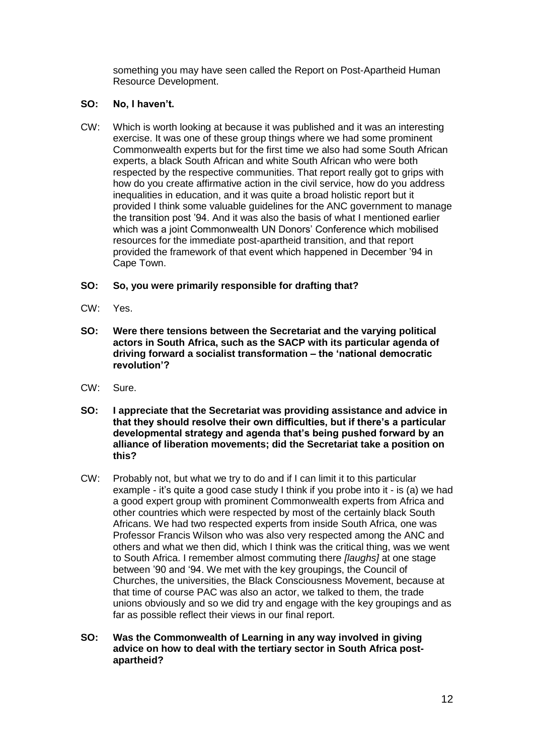something you may have seen called the Report on Post-Apartheid Human Resource Development.

**SO: No, I haven't.**

CW: Which is worth looking at because it was published and it was an interesting exercise. It was one of these group things where we had some prominent Commonwealth experts but for the first time we also had some South African experts, a black South African and white South African who were both respected by the respective communities. That report really got to grips with how do you create affirmative action in the civil service, how do you address inequalities in education, and it was quite a broad holistic report but it provided I think some valuable guidelines for the ANC government to manage the transition post '94. And it was also the basis of what I mentioned earlier which was a joint Commonwealth UN Donors' Conference which mobilised resources for the immediate post-apartheid transition, and that report provided the framework of that event which happened in December '94 in Cape Town.

**SO: So, you were primarily responsible for drafting that?**

CW: Yes.

**SO: Were there tensions between the Secretariat and the varying political actors in South Africa, such as the SACP with its particular agenda of driving forward a socialist transformation – the 'national democratic revolution'?**

CW: Sure.

**SO: I appreciate that the Secretariat was providing assistance and advice in that they should resolve their own difficulties, but if there's a particular developmental strategy and agenda that's being pushed forward by an alliance of liberation movements; did the Secretariat take a position on this?**

CW: Probably not, but what we try to do and if I can limit it to this particular example - it's quite a good case study I think if you probe into it - is (a) we had a good expert group with prominent Commonwealth experts from Africa and other countries which were respected by most of the certainly black South Africans. We had two respected experts from inside South Africa, one was Professor Francis Wilson who was also very respected among the ANC and others and what we then did, which I think was the critical thing, was we went to South Africa. I remember almost commuting there *[laughs]* at one stage between '90 and '94. We met with the key groupings, the Council of Churches, the universities, the Black Consciousness Movement, because at that time of course PAC was also an actor, we talked to them, the trade unions obviously and so we did try and engage with the key groupings and as far as possible reflect their views in our final report.

**SO: Was the Commonwealth of Learning in any way involved in giving advice on how to deal with the tertiary sector in South Africa post-apartheid?**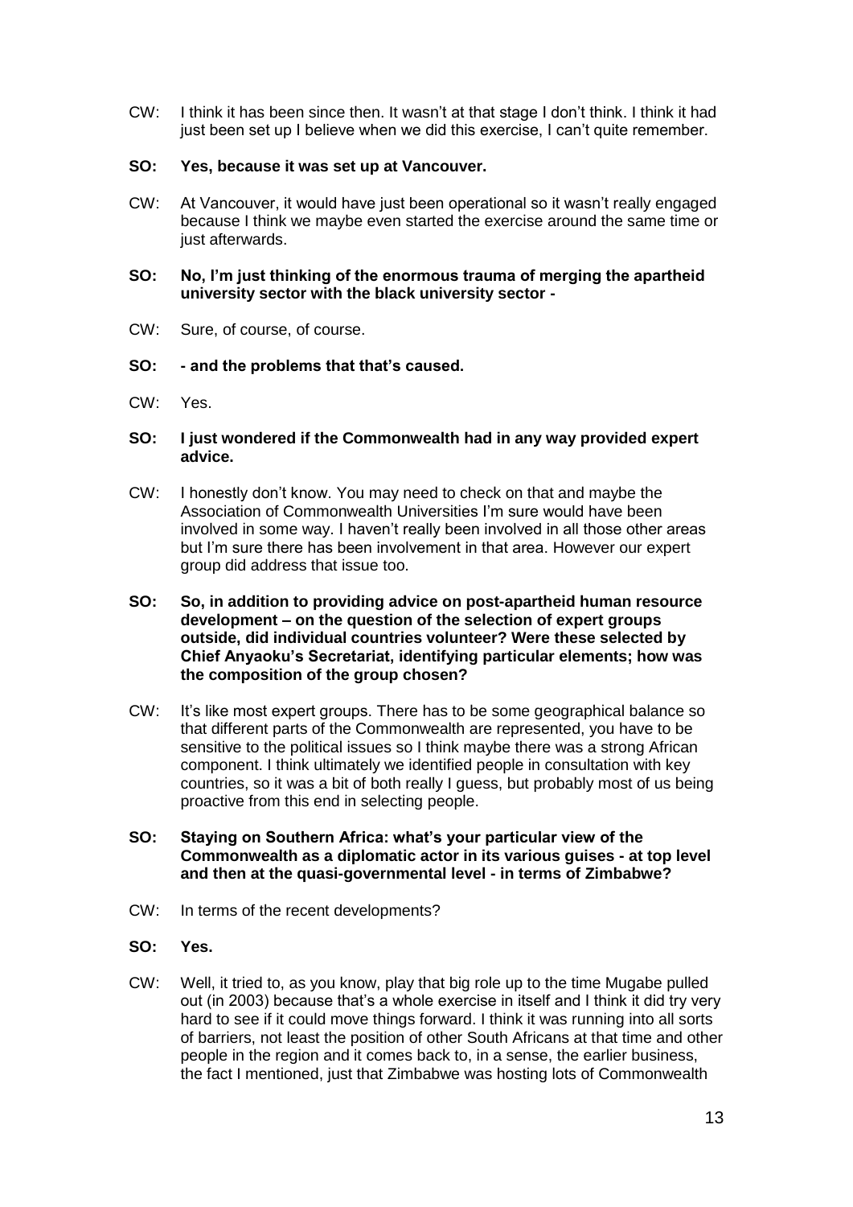CW: I think it has been since then. It wasn't at that stage I don't think. I think it had just been set up I believe when we did this exercise, I can't quite remember.

**SO: Yes, because it was set up at Vancouver.**

CW: At Vancouver, it would have just been operational so it wasn't really engaged because I think we maybe even started the exercise around the same time or just afterwards.

**SO: No, I'm just thinking of the enormous trauma of merging the apartheid university sector with the black university sector -**

CW: Sure, of course, of course.

**SO: - and the problems that that's caused.**

CW: Yes.

**SO: I just wondered if the Commonwealth had in any way provided expert advice.**

CW: I honestly don't know. You may need to check on that and maybe the Association of Commonwealth Universities I'm sure would have been involved in some way. I haven't really been involved in all those other areas but I'm sure there has been involvement in that area. However our expert group did address that issue too.

**SO: So, in addition to providing advice on post-apartheid human resource development – on the question of the selection of expert groups outside, did individual countries volunteer? Were these selected by Chief Anyaoku's Secretariat, identifying particular elements; how was the composition of the group chosen?**

CW: It's like most expert groups. There has to be some geographical balance so that different parts of the Commonwealth are represented, you have to be sensitive to the political issues so I think maybe there was a strong African component. I think ultimately we identified people in consultation with key countries, so it was a bit of both really I guess, but probably most of us being proactive from this end in selecting people.

**SO: Staying on Southern Africa: what's your particular view of the Commonwealth as a diplomatic actor in its various guises - at top level and then at the quasi-governmental level - in terms of Zimbabwe?**

CW: In terms of the recent developments?

**SO: Yes.**

CW: Well, it tried to, as you know, play that big role up to the time Mugabe pulled out (in 2003) because that's a whole exercise in itself and I think it did try very hard to see if it could move things forward. I think it was running into all sorts of barriers, not least the position of other South Africans at that time and other people in the region and it comes back to, in a sense, the earlier business, the fact I mentioned, just that Zimbabwe was hosting lots of Commonwealth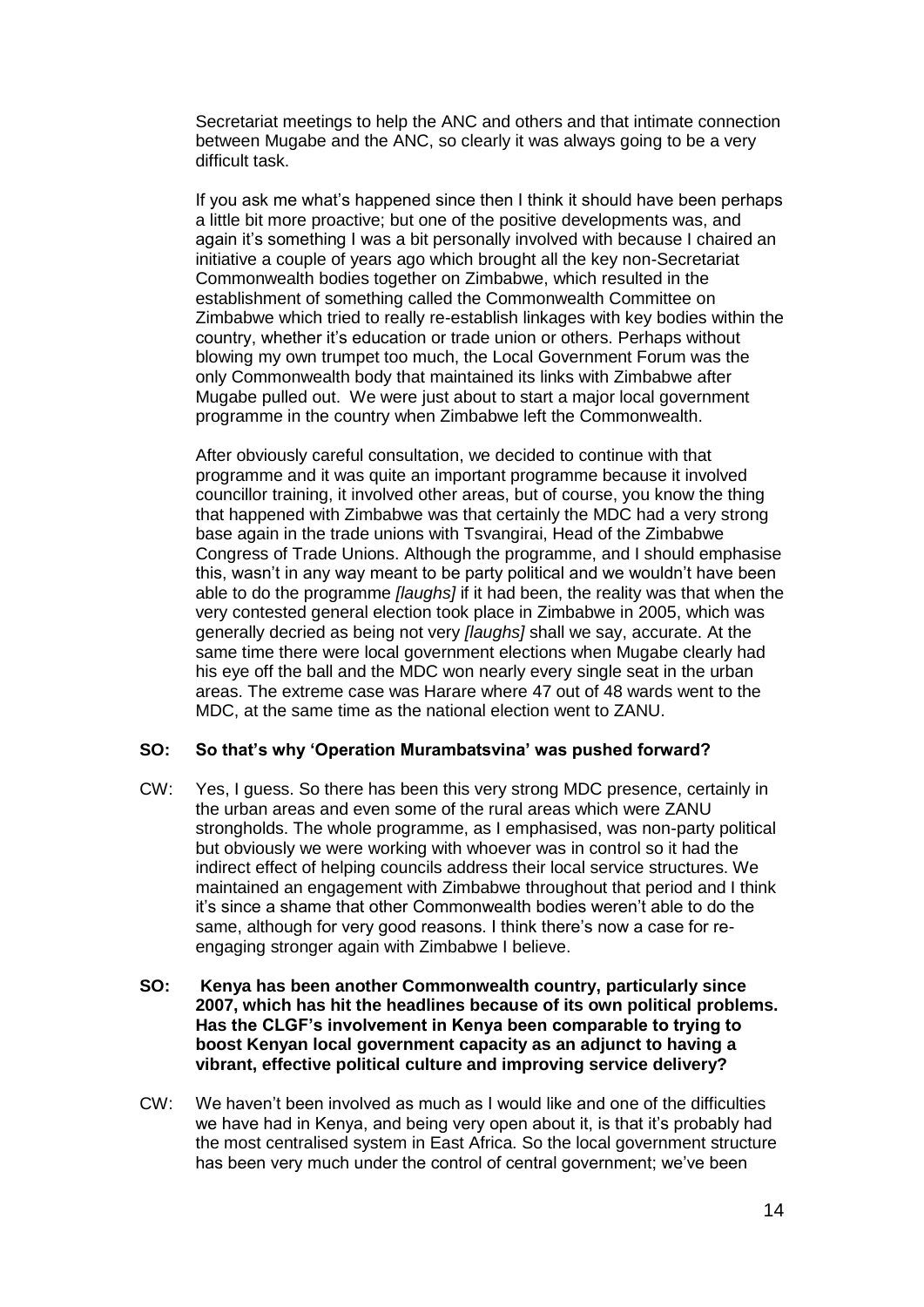Secretariat meetings to help the ANC and others and that intimate connection between Mugabe and the ANC, so clearly it was always going to be a very difficult task.

If you ask me what's happened since then I think it should have been perhaps a little bit more proactive; but one of the positive developments was, and again it's something I was a bit personally involved with because I chaired an initiative a couple of years ago which brought all the key non-Secretariat Commonwealth bodies together on Zimbabwe, which resulted in the establishment of something called the Commonwealth Committee on Zimbabwe which tried to really re-establish linkages with key bodies within the country, whether it's education or trade union or others. Perhaps without blowing my own trumpet too much, the Local Government Forum was the only Commonwealth body that maintained its links with Zimbabwe after Mugabe pulled out. We were just about to start a major local government programme in the country when Zimbabwe left the Commonwealth.

After obviously careful consultation, we decided to continue with that programme and it was quite an important programme because it involved councillor training, it involved other areas, but of course, you know the thing that happened with Zimbabwe was that certainly the MDC had a very strong base again in the trade unions with Tsvangirai, Head of the Zimbabwe Congress of Trade Unions. Although the programme, and I should emphasise this, wasn't in any way meant to be party political and we wouldn't have been able to do the programme *[laughs]* if it had been, the reality was that when the very contested general election took place in Zimbabwe in 2005, which was generally decried as being not very *[laughs]* shall we say, accurate. At the same time there were local government elections when Mugabe clearly had his eye off the ball and the MDC won nearly every single seat in the urban areas. The extreme case was Harare where 47 out of 48 wards went to the MDC, at the same time as the national election went to ZANU.

**SO: So that's why 'Operation Murambatsvina' was pushed forward?**

CW: Yes, I guess. So there has been this very strong MDC presence, certainly in the urban areas and even some of the rural areas which were ZANU strongholds. The whole programme, as I emphasised, was non-party political but obviously we were working with whoever was in control so it had the indirect effect of helping councils address their local service structures. We maintained an engagement with Zimbabwe throughout that period and I think it's since a shame that other Commonwealth bodies weren't able to do the same, although for very good reasons. I think there's now a case for re-engaging stronger again with Zimbabwe I believe.

**SO: Kenya has been another Commonwealth country, particularly since 2007, which has hit the headlines because of its own political problems. Has the CLGF's involvement in Kenya been comparable to trying to boost Kenyan local government capacity as an adjunct to having a vibrant, effective political culture and improving service delivery?**

CW: We haven't been involved as much as I would like and one of the difficulties we have had in Kenya, and being very open about it, is that it's probably had the most centralised system in East Africa. So the local government structure has been very much under the control of central government; we've been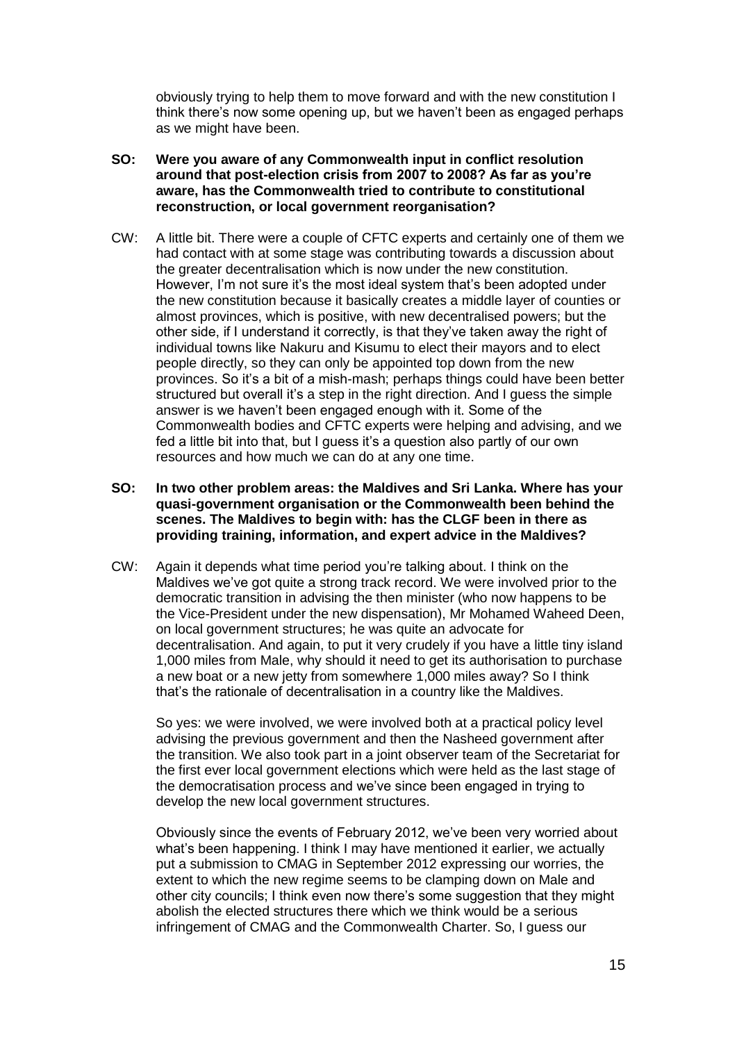obviously trying to help them to move forward and with the new constitution I think there's now some opening up, but we haven't been as engaged perhaps as we might have been.

**SO: Were you aware of any Commonwealth input in conflict resolution around that post-election crisis from 2007 to 2008? As far as you're aware, has the Commonwealth tried to contribute to constitutional reconstruction, or local government reorganisation?**

CW: A little bit. There were a couple of CFTC experts and certainly one of them we had contact with at some stage was contributing towards a discussion about the greater decentralisation which is now under the new constitution. However, I'm not sure it's the most ideal system that's been adopted under the new constitution because it basically creates a middle layer of counties or almost provinces, which is positive, with new decentralised powers; but the other side, if I understand it correctly, is that they've taken away the right of individual towns like Nakuru and Kisumu to elect their mayors and to elect people directly, so they can only be appointed top down from the new provinces. So it's a bit of a mish-mash; perhaps things could have been better structured but overall it's a step in the right direction. And I guess the simple answer is we haven't been engaged enough with it. Some of the Commonwealth bodies and CFTC experts were helping and advising, and we fed a little bit into that, but I guess it's a question also partly of our own resources and how much we can do at any one time.

**SO: In two other problem areas: the Maldives and Sri Lanka. Where has your quasi-government organisation or the Commonwealth been behind the scenes. The Maldives to begin with: has the CLGF been in there as providing training, information, and expert advice in the Maldives?**

CW: Again it depends what time period you're talking about. I think on the Maldives we've got quite a strong track record. We were involved prior to the democratic transition in advising the then minister (who now happens to be the Vice-President under the new dispensation), Mr Mohamed Waheed Deen, on local government structures; he was quite an advocate for decentralisation. And again, to put it very crudely if you have a little tiny island 1,000 miles from Male, why should it need to get its authorisation to purchase a new boat or a new jetty from somewhere 1,000 miles away? So I think that's the rationale of decentralisation in a country like the Maldives.

So yes: we were involved, we were involved both at a practical policy level advising the previous government and then the Nasheed government after the transition. We also took part in a joint observer team of the Secretariat for the first ever local government elections which were held as the last stage of the democratisation process and we've since been engaged in trying to develop the new local government structures.

Obviously since the events of February 2012, we've been very worried about what's been happening. I think I may have mentioned it earlier, we actually put a submission to CMAG in September 2012 expressing our worries, the extent to which the new regime seems to be clamping down on Male and other city councils; I think even now there's some suggestion that they might abolish the elected structures there which we think would be a serious infringement of CMAG and the Commonwealth Charter. So, I guess our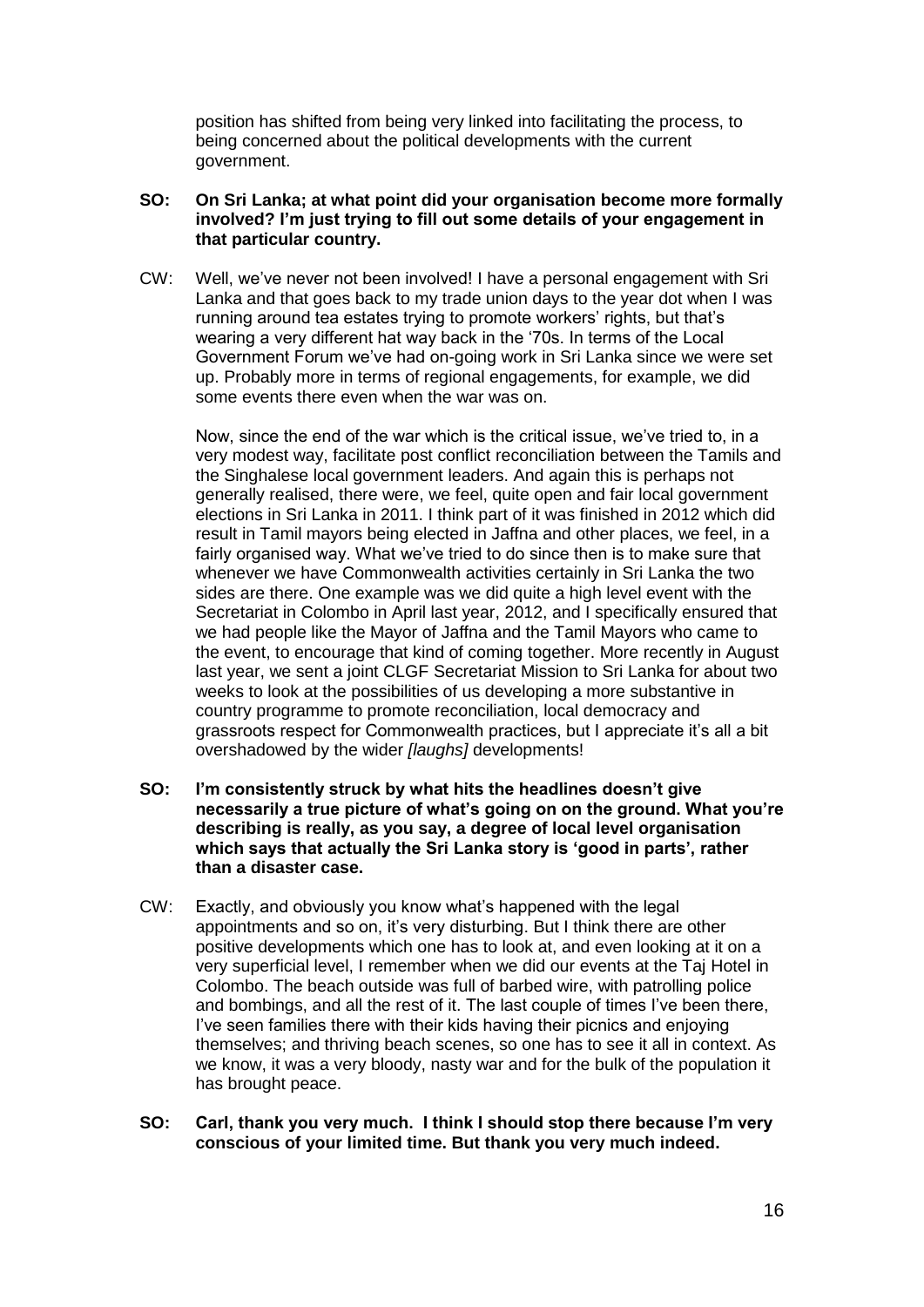position has shifted from being very linked into facilitating the process, to being concerned about the political developments with the current government.

**SO: On Sri Lanka; at what point did your organisation become more formally involved? I'm just trying to fill out some details of your engagement in that particular country.**

CW: Well, we've never not been involved! I have a personal engagement with Sri Lanka and that goes back to my trade union days to the year dot when I was running around tea estates trying to promote workers' rights, but that's wearing a very different hat way back in the '70s. In terms of the Local Government Forum we've had on-going work in Sri Lanka since we were set up. Probably more in terms of regional engagements, for example, we did some events there even when the war was on.

Now, since the end of the war which is the critical issue, we've tried to, in a very modest way, facilitate post conflict reconciliation between the Tamils and the Singhalese local government leaders. And again this is perhaps not generally realised, there were, we feel, quite open and fair local government elections in Sri Lanka in 2011. I think part of it was finished in 2012 which did result in Tamil mayors being elected in Jaffna and other places, we feel, in a fairly organised way. What we've tried to do since then is to make sure that whenever we have Commonwealth activities certainly in Sri Lanka the two sides are there. One example was we did quite a high level event with the Secretariat in Colombo in April last year, 2012, and I specifically ensured that we had people like the Mayor of Jaffna and the Tamil Mayors who came to the event, to encourage that kind of coming together. More recently in August last year, we sent a joint CLGF Secretariat Mission to Sri Lanka for about two weeks to look at the possibilities of us developing a more substantive in country programme to promote reconciliation, local democracy and grassroots respect for Commonwealth practices, but I appreciate it's all a bit overshadowed by the wider *[laughs]* developments!

**SO: I'm consistently struck by what hits the headlines doesn't give necessarily a true picture of what's going on on the ground. What you're describing is really, as you say, a degree of local level organisation which says that actually the Sri Lanka story is 'good in parts', rather than a disaster case.**

CW: Exactly, and obviously you know what's happened with the legal appointments and so on, it's very disturbing. But I think there are other positive developments which one has to look at, and even looking at it on a very superficial level, I remember when we did our events at the Taj Hotel in Colombo. The beach outside was full of barbed wire, with patrolling police and bombings, and all the rest of it. The last couple of times I've been there, I've seen families there with their kids having their picnics and enjoying themselves; and thriving beach scenes, so one has to see it all in context. As we know, it was a very bloody, nasty war and for the bulk of the population it has brought peace.

**SO: Carl, thank you very much. I think I should stop there because I'm very conscious of your limited time. But thank you very much indeed.**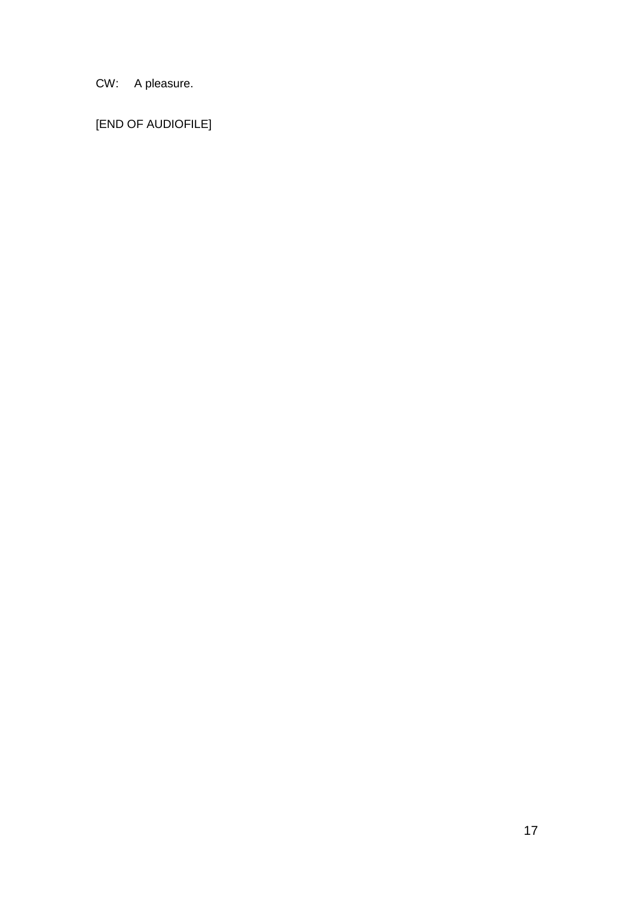CW: A pleasure.

[END OF AUDIOFILE]